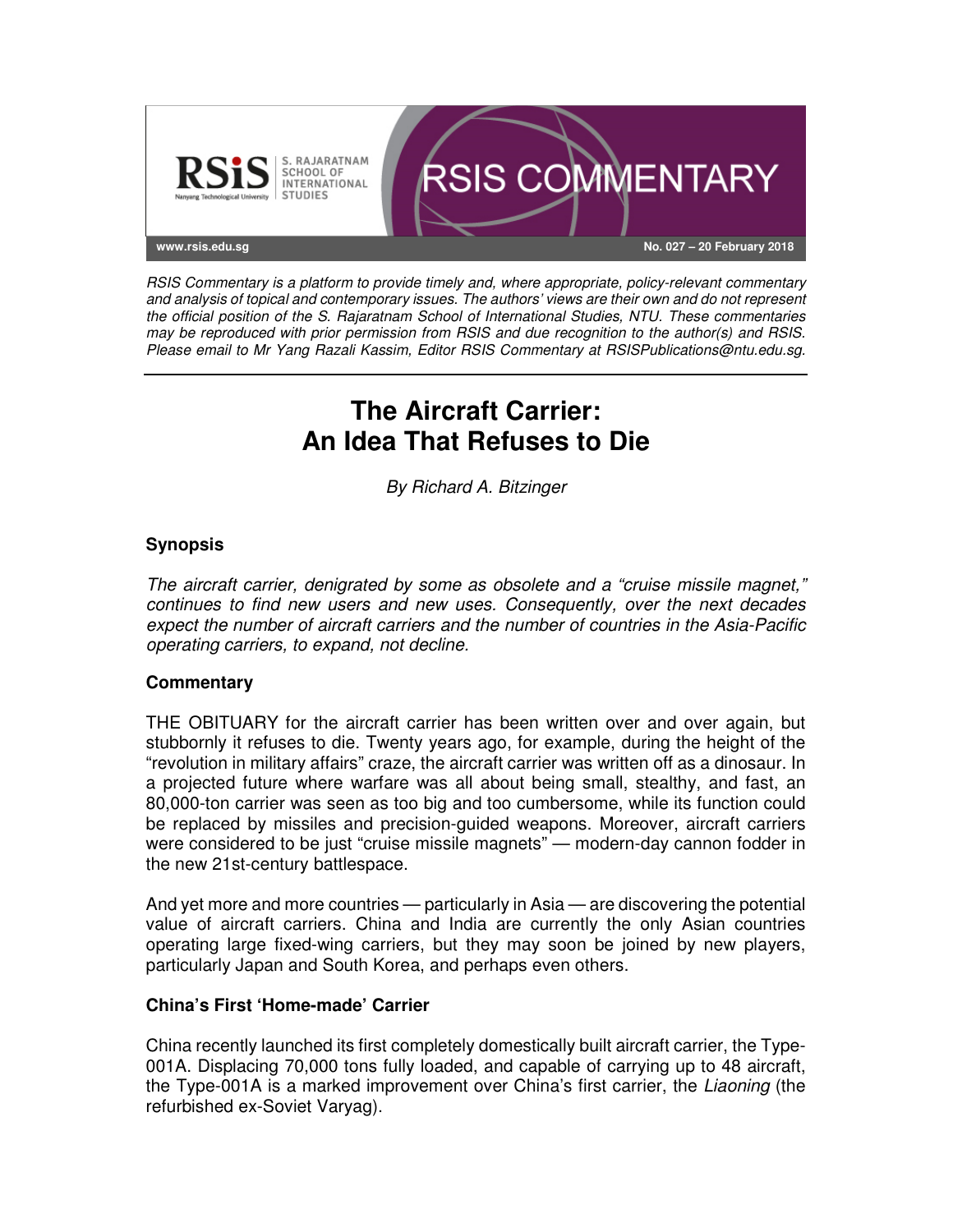RSIS Commentary is a platform to provide timely and, where appropriate, policy-relevant commentary and analysis of topical and contemporary issues. The authors' views are their own and do not represent the official position of the S. Rajaratnam School of International Studies, NTU. These commentaries may be reproduced with prior permission from RSIS and due recognition to the author(s) and RSIS. Please email to Mr Yang Razali Kassim, Editor RSIS Commentary at RSISPublications@ntu.edu.sg.

# The Aircraft Carrier: An Idea That Refuses to Die

*By Richard A. Bitzinger*

## Synopsis

*The aircraft carrier, denigrated by some as obsolete and a "cruise missile magnet," continues to find new users and new uses. Consequently, over the next decades expect the number of aircraft carriers and the number of countries in the Asia-Pacific operating carriers, to expand, not decline.*

## Commentary

THE OBITUARY for the aircraft carrier has been written over and over again, but stubbornly it refuses to die. Twenty years ago, for example, during the height of the "revolution in military affairs" craze, the aircraft carrier was written off as a dinosaur. In a projected future where warfare was all about being small, stealthy, and fast, an 80,000-ton carrier was seen as too big and too cumbersome, while its function could be replaced by missiles and precision-guided weapons. Moreover, aircraft carriers were considered to be just "cruise missile magnets" — modern-day cannon fodder in the new 21st-century battlespace.

And yet more and more countries — particularly in Asia — are discovering the potential value of aircraft carriers. China and India are currently the only Asian countries operating large fixed-wing carriers, but they may soon be joined by new players, particularly Japan and South Korea, and perhaps even others.

### China's First 'Home-made' Carrier

China recently launched its first completely domestically built aircraft carrier, the Type-001A. Displacing 70,000 tons fully loaded, and capable of carrying up to 48 aircraft, the Type-001A is a marked improvement over China's first carrier, the *Liaoning* (the refurbished ex-Soviet Varyag).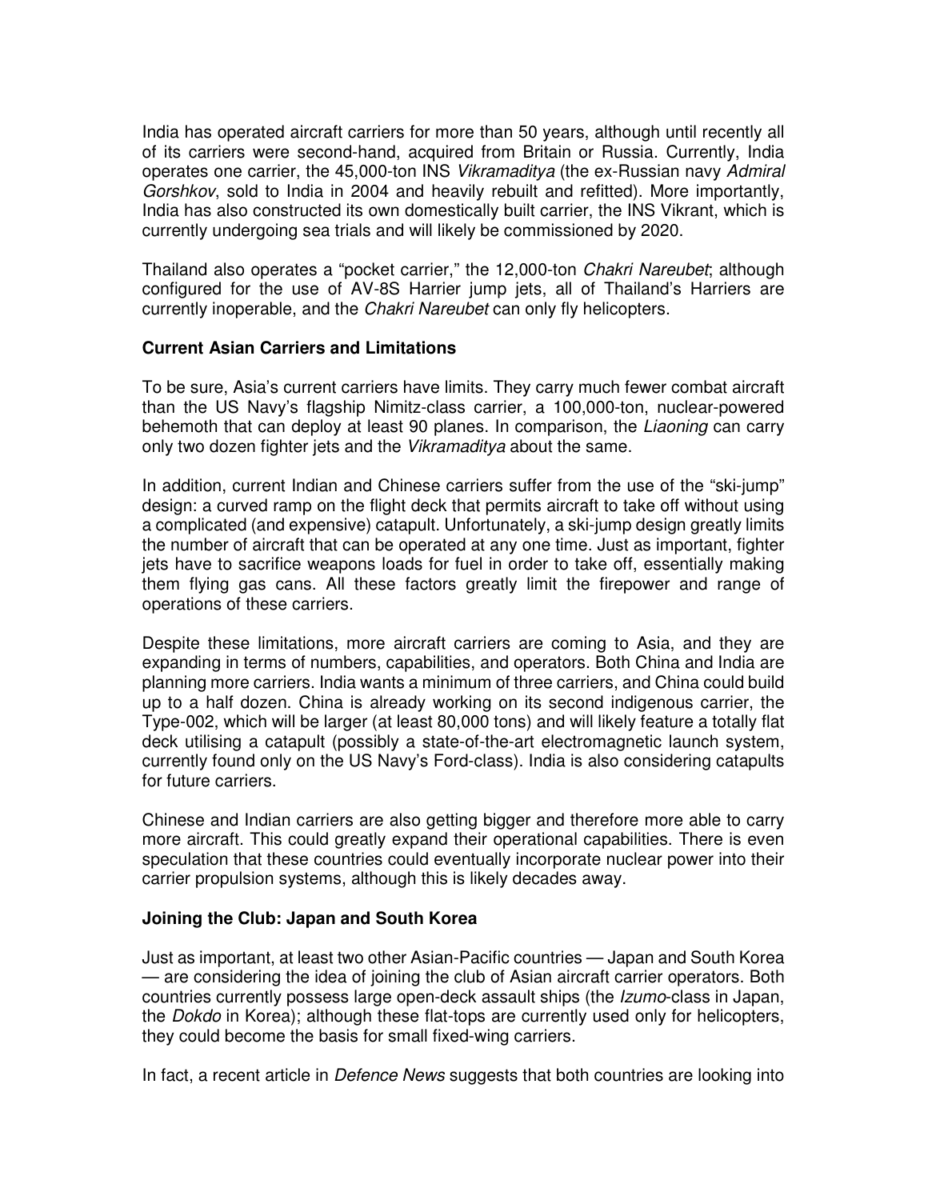India has operated aircraft carriers for more than 50 years, although until recently all of its carriers were second-hand, acquired from Britain or Russia. Currently, India operates one carrier, the 45,000-ton INS *Vikramaditya* (the ex-Russian navy *Admiral Gorshkov*, sold to India in 2004 and heavily rebuilt and refitted). More importantly, India has also constructed its own domestically built carrier, the INS Vikrant, which is currently undergoing sea trials and will likely be commissioned by 2020.

Thailand also operates a "pocket carrier," the 12,000-ton *Chakri Nareubet*; although configured for the use of AV-8S Harrier jump jets, all of Thailand's Harriers are currently inoperable, and the *Chakri Nareubet* can only fly helicopters.

**Current Asian Carriers and Limitations**

To be sure, Asia's current carriers have limits. They carry much fewer combat aircraft than the US Navy's flagship Nimitz-class carrier, a 100,000-ton, nuclear-powered behemoth that can deploy at least 90 planes. In comparison, the *Liaoning* can carry only two dozen fighter jets and the *Vikramaditya* about the same.

In addition, current Indian and Chinese carriers suffer from the use of the "ski-jump" design: a curved ramp on the flight deck that permits aircraft to take off without using a complicated (and expensive) catapult. Unfortunately, a ski-jump design greatly limits the number of aircraft that can be operated at any one time. Just as important, fighter jets have to sacrifice weapons loads for fuel in order to take off, essentially making them flying gas cans. All these factors greatly limit the firepower and range of operations of these carriers.

Despite these limitations, more aircraft carriers are coming to Asia, and they are expanding in terms of numbers, capabilities, and operators. Both China and India are planning more carriers. India wants a minimum of three carriers, and China could build up to a half dozen. China is already working on its second indigenous carrier, the Type-002, which will be larger (at least 80,000 tons) and will likely feature a totally flat deck utilising a catapult (possibly a state-of-the-art electromagnetic launch system, currently found only on the US Navy's Ford-class). India is also considering catapults for future carriers.

Chinese and Indian carriers are also getting bigger and therefore more able to carry more aircraft. This could greatly expand their operational capabilities. There is even speculation that these countries could eventually incorporate nuclear power into their carrier propulsion systems, although this is likely decades away.

**Joining the Club: Japan and South Korea**

Just as important, at least two other Asian-Pacific countries — Japan and South Korea — are considering the idea of joining the club of Asian aircraft carrier operators. Both countries currently possess large open-deck assault ships (the *Izumo*-class in Japan, the *Dokdo* in Korea); although these flat-tops are currently used only for helicopters, they could become the basis for small fixed-wing carriers.

In fact, a recent article in *Defence News* suggests that both countries are looking into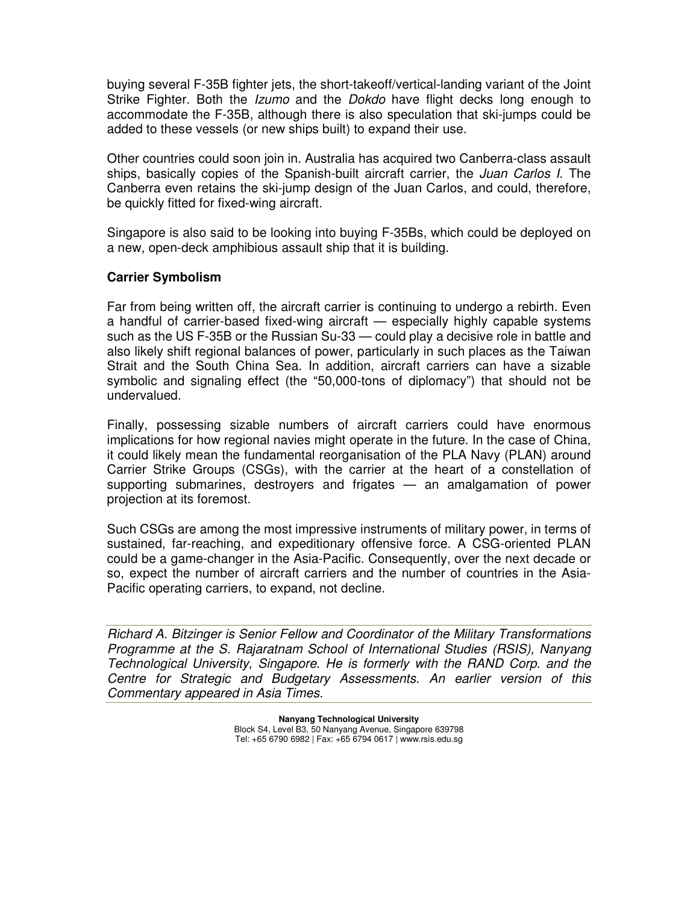buying several F-35B fighter jets, the short-takeoff/vertical-landing variant of the Joint Strike Fighter. Both the *Izumo* and the *Dokdo* have flight decks long enough to accommodate the F-35B, although there is also speculation that ski-jumps could be added to these vessels (or new ships built) to expand their use.

Other countries could soon join in. Australia has acquired two Canberra-class assault ships, basically copies of the Spanish-built aircraft carrier, the *Juan Carlos I*. The Canberra even retains the ski-jump design of the Juan Carlos, and could, therefore, be quickly fitted for fixed-wing aircraft.

Singapore is also said to be looking into buying F-35Bs, which could be deployed on a new, open-deck amphibious assault ship that it is building.

**Carrier Symbolism**

Far from being written off, the aircraft carrier is continuing to undergo a rebirth. Even a handful of carrier-based fixed-wing aircraft — especially highly capable systems such as the US F-35B or the Russian Su-33 — could play a decisive role in battle and also likely shift regional balances of power, particularly in such places as the Taiwan Strait and the South China Sea. In addition, aircraft carriers can have a sizable symbolic and signaling effect (the "50,000-tons of diplomacy") that should not be undervalued.

Finally, possessing sizable numbers of aircraft carriers could have enormous implications for how regional navies might operate in the future. In the case of China, it could likely mean the fundamental reorganisation of the PLA Navy (PLAN) around Carrier Strike Groups (CSGs), with the carrier at the heart of a constellation of supporting submarines, destroyers and frigates — an amalgamation of power projection at its foremost.

Such CSGs are among the most impressive instruments of military power, in terms of sustained, far-reaching, and expeditionary offensive force. A CSG-oriented PLAN could be a game-changer in the Asia-Pacific. Consequently, over the next decade or so, expect the number of aircraft carriers and the number of countries in the Asia-Pacific operating carriers, to expand, not decline.

---

*Richard A. Bitzinger is Senior Fellow and Coordinator of the Military Transformations Programme at the S. Rajaratnam School of International Studies (RSIS), Nanyang Technological University, Singapore. He is formerly with the RAND Corp. and the Centre for Strategic and Budgetary Assessments. An earlier version of this Commentary appeared in Asia Times.*

---

**Nanyang Technological University**
Block S4, Level B3, 50 Nanyang Avenue, Singapore 639798
Tel: +65 6790 6982 | Fax: +65 6794 0617 | www.rsis.edu.sg